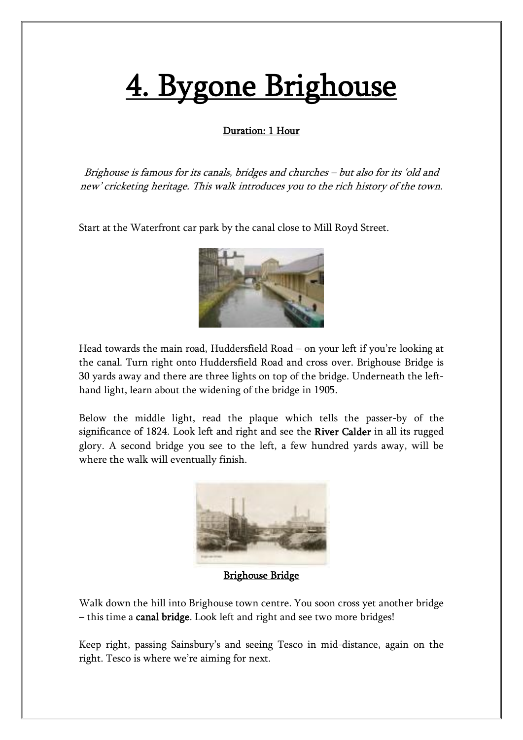# 4. Bygone Brighouse

**Duration: 1 Hour**

*Brighouse is famous for its canals, bridges and churches – but also for its 'old and new' cricketing heritage. This walk introduces you to the rich history of the town.*

Start at the Waterfront car park by the canal close to Mill Royd Street.

Head towards the main road, Huddersfield Road – on your left if you're looking at the canal. Turn right onto Huddersfield Road and cross over. Brighouse Bridge is 30 yards away and there are three lights on top of the bridge. Underneath the left-hand light, learn about the widening of the bridge in 1905.

Below the middle light, read the plaque which tells the passer-by of the significance of 1824. Look left and right and see the **River Calder** in all its rugged glory. A second bridge you see to the left, a few hundred yards away, will be where the walk will eventually finish.

Brighouse Bridge

Walk down the hill into Brighouse town centre. You soon cross yet another bridge – this time a **canal bridge**. Look left and right and see two more bridges!

Keep right, passing Sainsbury's and seeing Tesco in mid-distance, again on the right. Tesco is where we're aiming for next.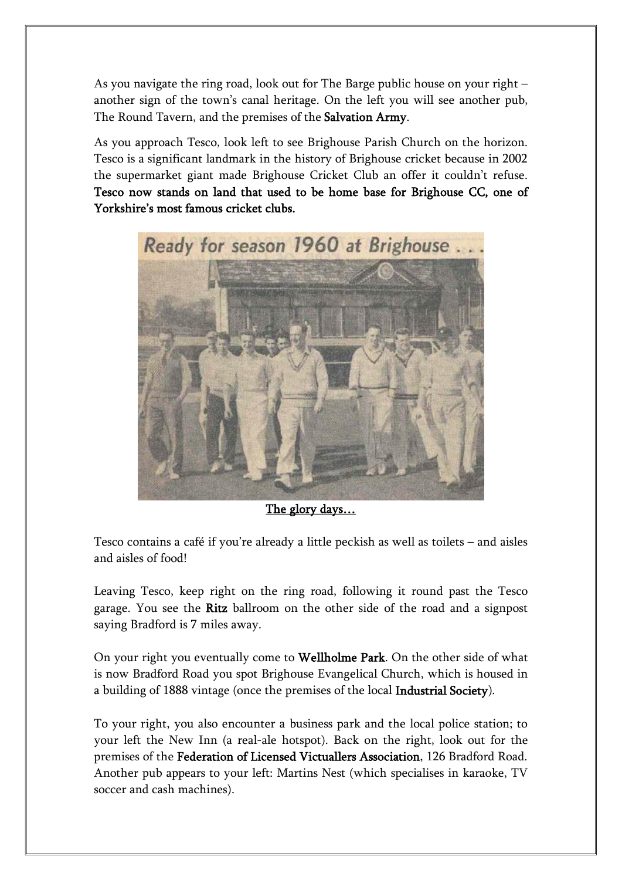As you navigate the ring road, look out for The Barge public house on your right – another sign of the town's canal heritage. On the left you will see another pub, The Round Tavern, and the premises of the **Salvation Army**.

As you approach Tesco, look left to see Brighouse Parish Church on the horizon. Tesco is a significant landmark in the history of Brighouse cricket because in 2002 the supermarket giant made Brighouse Cricket Club an offer it couldn't refuse. **Tesco now stands on land that used to be home base for Brighouse CC, one of Yorkshire's most famous cricket clubs.**

Ready for season 1960 at Brighouse . . .

The glory days…

Tesco contains a café if you're already a little peckish as well as toilets – and aisles and aisles of food!

Leaving Tesco, keep right on the ring road, following it round past the Tesco garage. You see the **Ritz** ballroom on the other side of the road and a signpost saying Bradford is 7 miles away.

On your right you eventually come to **Wellholme Park**. On the other side of what is now Bradford Road you spot Brighouse Evangelical Church, which is housed in a building of 1888 vintage (once the premises of the local **Industrial Society**).

To your right, you also encounter a business park and the local police station; to your left the New Inn (a real-ale hotspot). Back on the right, look out for the premises of the **Federation of Licensed Victuallers Association**, 126 Bradford Road. Another pub appears to your left: Martins Nest (which specialises in karaoke, TV soccer and cash machines).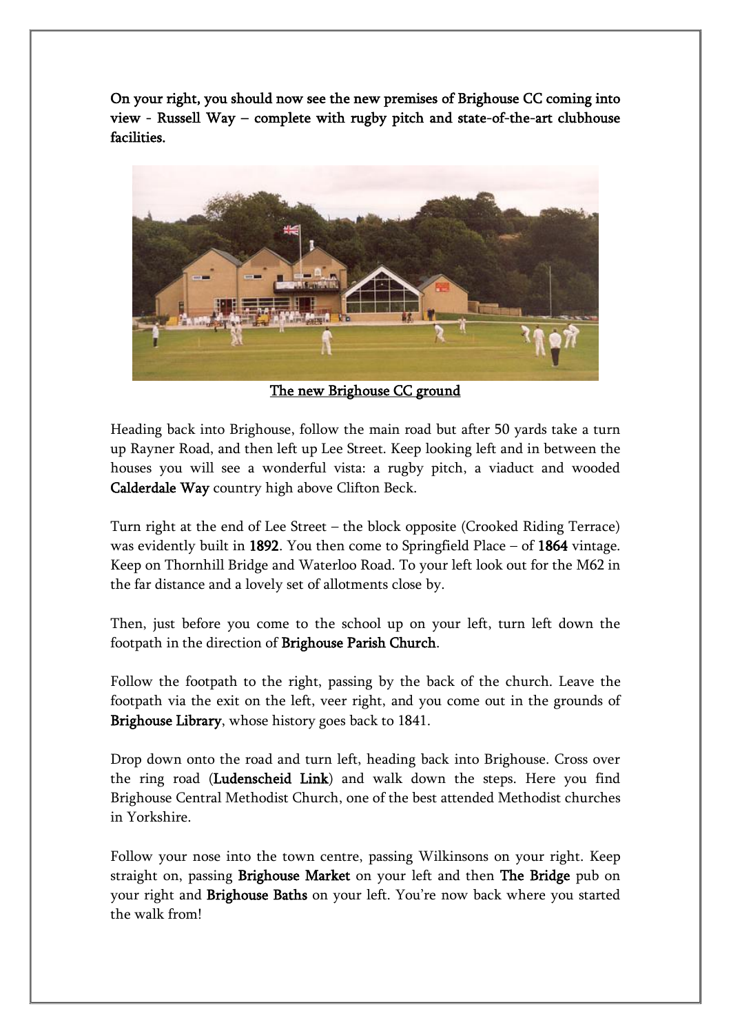**On your right, you should now see the new premises of Brighouse CC coming into view - Russell Way – complete with rugby pitch and state-of-the-art clubhouse facilities.**

The new Brighouse CC ground

Heading back into Brighouse, follow the main road but after 50 yards take a turn up Rayner Road, and then left up Lee Street. Keep looking left and in between the houses you will see a wonderful vista: a rugby pitch, a viaduct and wooded **Calderdale Way** country high above Clifton Beck.

Turn right at the end of Lee Street – the block opposite (Crooked Riding Terrace) was evidently built in **1892**. You then come to Springfield Place – of **1864** vintage. Keep on Thornhill Bridge and Waterloo Road. To your left look out for the M62 in the far distance and a lovely set of allotments close by.

Then, just before you come to the school up on your left, turn left down the footpath in the direction of **Brighouse Parish Church**.

Follow the footpath to the right, passing by the back of the church. Leave the footpath via the exit on the left, veer right, and you come out in the grounds of **Brighouse Library**, whose history goes back to 1841.

Drop down onto the road and turn left, heading back into Brighouse. Cross over the ring road (**Ludenscheid Link**) and walk down the steps. Here you find Brighouse Central Methodist Church, one of the best attended Methodist churches in Yorkshire.

Follow your nose into the town centre, passing Wilkinsons on your right. Keep straight on, passing **Brighouse Market** on your left and then **The Bridge** pub on your right and **Brighouse Baths** on your left. You're now back where you started the walk from!